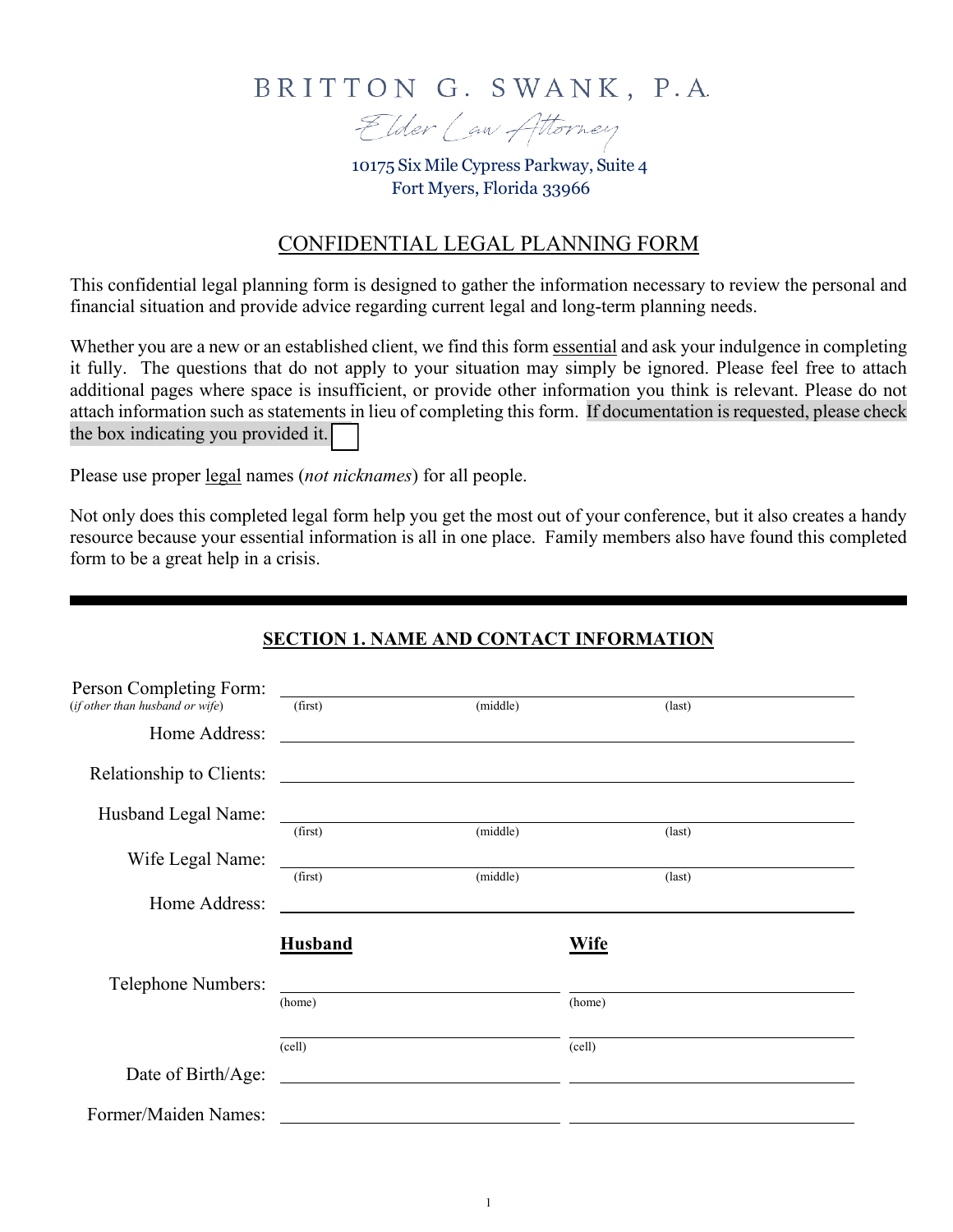# BRITTON G. SWANK, P.A.

*Elder Law Attorney*

10175 Six Mile Cypress Parkway, Suite 4
Fort Myers, Florida 33966

## CONFIDENTIAL LEGAL PLANNING FORM

This confidential legal planning form is designed to gather the information necessary to review the personal and financial situation and provide advice regarding current legal and long-term planning needs.

Whether you are a new or an established client, we find this form essential and ask your indulgence in completing it fully. The questions that do not apply to your situation may simply be ignored. Please feel free to attach additional pages where space is insufficient, or provide other information you think is relevant. Please do not attach information such as statements in lieu of completing this form. If documentation is requested, please check the box indicating you provided it. ☐

Please use proper legal names (*not nicknames*) for all people.

Not only does this completed legal form help you get the most out of your conference, but it also creates a handy resource because your essential information is all in one place. Family members also have found this completed form to be a great help in a crisis.

---

### SECTION 1. NAME AND CONTACT INFORMATION

Person Completing Form: ______________________________
(*if other than husband or wife*) (first) (middle) (last)

Home Address: ______________________________

Relationship to Clients: ______________________________

Husband Legal Name: ______________________________
(first) (middle) (last)

Wife Legal Name: ______________________________
(first) (middle) (last)

Home Address: ______________________________

| | **Husband** | **Wife** |
|---|---|---|
| Telephone Numbers: | (home) | (home) |
| | (cell) | (cell) |
| Date of Birth/Age: | | |
| Former/Maiden Names: | | |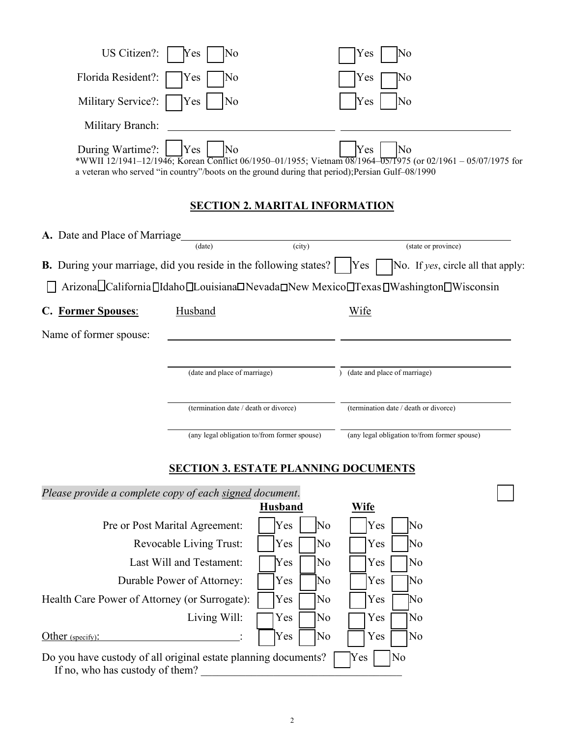| | Husband | Wife |
|---|---|---|
| US Citizen?: | ☐ Yes ☐ No | ☐ Yes ☐ No |
| Florida Resident?: | ☐ Yes ☐ No | ☐ Yes ☐ No |
| Military Service?: | ☐ Yes ☐ No | ☐ Yes ☐ No |
| Military Branch: | ______________________ | ______________________ |
| During Wartime?: | ☐ Yes ☐ No | ☐ Yes ☐ No |

*WWII 12/1941–12/1946; Korean Conflict 06/1950–01/1955; Vietnam 08/1964–05/1975 (or 02/1961 – 05/07/1975 for a veteran who served "in country"/boots on the ground during that period);Persian Gulf–08/1990

## SECTION 2. MARITAL INFORMATION

**A.** Date and Place of Marriage______________________________________________________
(date) (city) (state or province)

**B.** During your marriage, did you reside in the following states? ☐ Yes ☐ No. If *yes*, circle all that apply:

☐ Arizona ☐ California ☐ Idaho ☐ Louisiana ☐ Nevada ☐ New Mexico ☐ Texas ☐ Washington ☐ Wisconsin

**C. Former Spouses**:

| | Husband | Wife |
|---|---|---|
| Name of former spouse: | ______________________ | ______________________ |
| | (date and place of marriage) | (date and place of marriage) |
| | (termination date / death or divorce) | (termination date / death or divorce) |
| | (any legal obligation to/from former spouse) | (any legal obligation to/from former spouse) |

## SECTION 3. ESTATE PLANNING DOCUMENTS

*Please provide a complete copy of each signed document*. ☐

| | **Husband** | **Wife** |
|---|---|---|
| Pre or Post Marital Agreement: | ☐ Yes ☐ No | ☐ Yes ☐ No |
| Revocable Living Trust: | ☐ Yes ☐ No | ☐ Yes ☐ No |
| Last Will and Testament: | ☐ Yes ☐ No | ☐ Yes ☐ No |
| Durable Power of Attorney: | ☐ Yes ☐ No | ☐ Yes ☐ No |
| Health Care Power of Attorney (or Surrogate): | ☐ Yes ☐ No | ☐ Yes ☐ No |
| Living Will: | ☐ Yes ☐ No | ☐ Yes ☐ No |
| Other (specify):______________________: | ☐ Yes ☐ No | ☐ Yes ☐ No |

Do you have custody of all original estate planning documents? ☐ Yes ☐ No
If no, who has custody of them? ____________________________________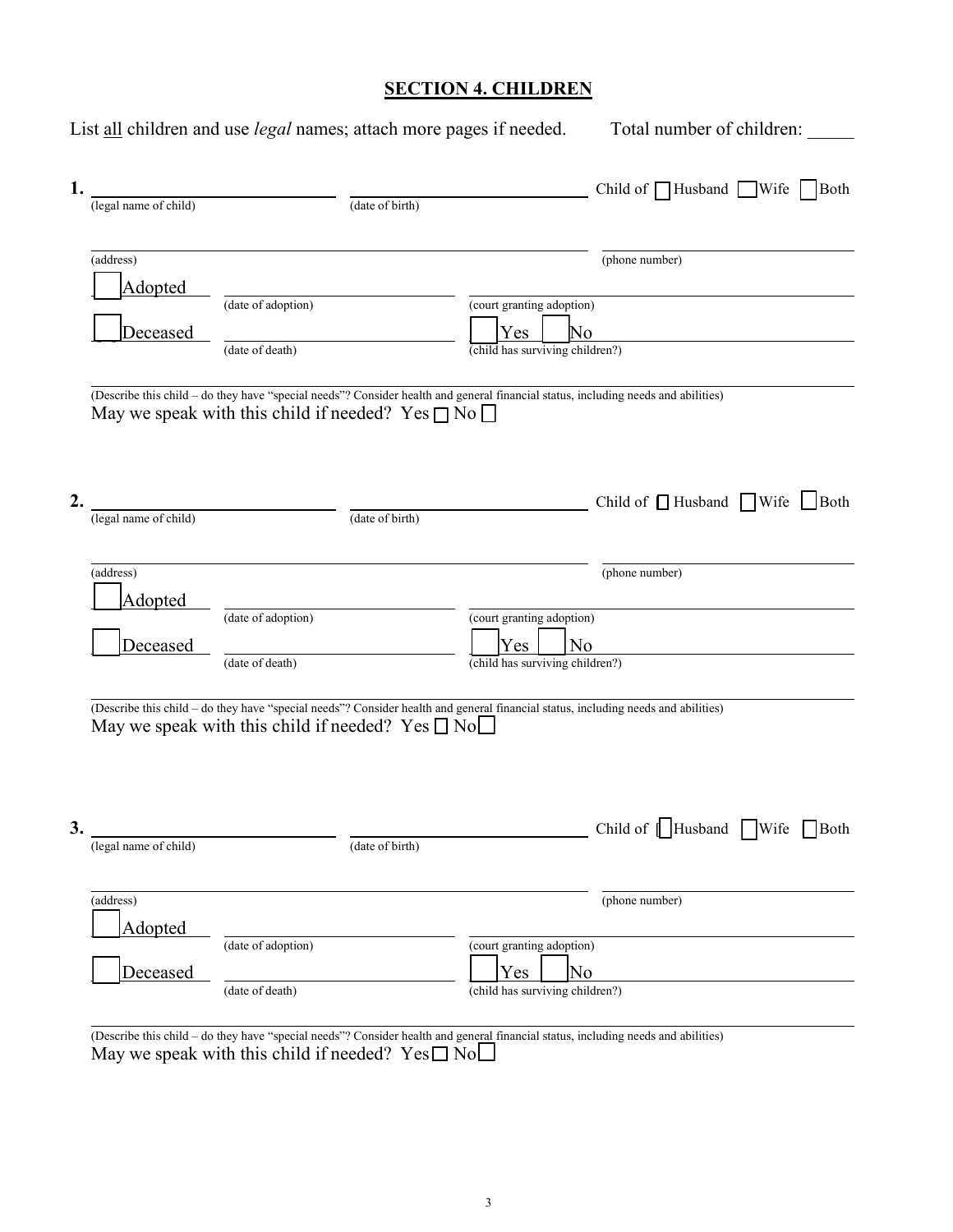## SECTION 4. CHILDREN

List <u>all</u> children and use *legal* names; attach more pages if needed. Total number of children: _____

**1.** ______________________ ______________________ Child of ☐ Husband ☐ Wife ☐ Both
(legal name of child) (date of birth)

______________________________________________ ______________________
(address) (phone number)

☐ Adopted ______________________ ______________________
(date of adoption) (court granting adoption)

☐ Deceased ______________________ ☐ Yes ☐ No
(date of death) (child has surviving children?)

______________________________________________
(Describe this child – do they have "special needs"? Consider health and general financial status, including needs and abilities)

May we speak with this child if needed? Yes ☐ No ☐

**2.** ______________________ ______________________ Child of ☐ Husband ☐ Wife ☐ Both
(legal name of child) (date of birth)

______________________________________________ ______________________
(address) (phone number)

☐ Adopted ______________________ ______________________
(date of adoption) (court granting adoption)

☐ Deceased ______________________ ☐ Yes ☐ No
(date of death) (child has surviving children?)

______________________________________________
(Describe this child – do they have "special needs"? Consider health and general financial status, including needs and abilities)

May we speak with this child if needed? Yes ☐ No ☐

**3.** ______________________ ______________________ Child of ☐ Husband ☐ Wife ☐ Both
(legal name of child) (date of birth)

______________________________________________ ______________________
(address) (phone number)

☐ Adopted ______________________ ______________________
(date of adoption) (court granting adoption)

☐ Deceased ______________________ ☐ Yes ☐ No
(date of death) (child has surviving children?)

______________________________________________
(Describe this child – do they have "special needs"? Consider health and general financial status, including needs and abilities)

May we speak with this child if needed? Yes ☐ No ☐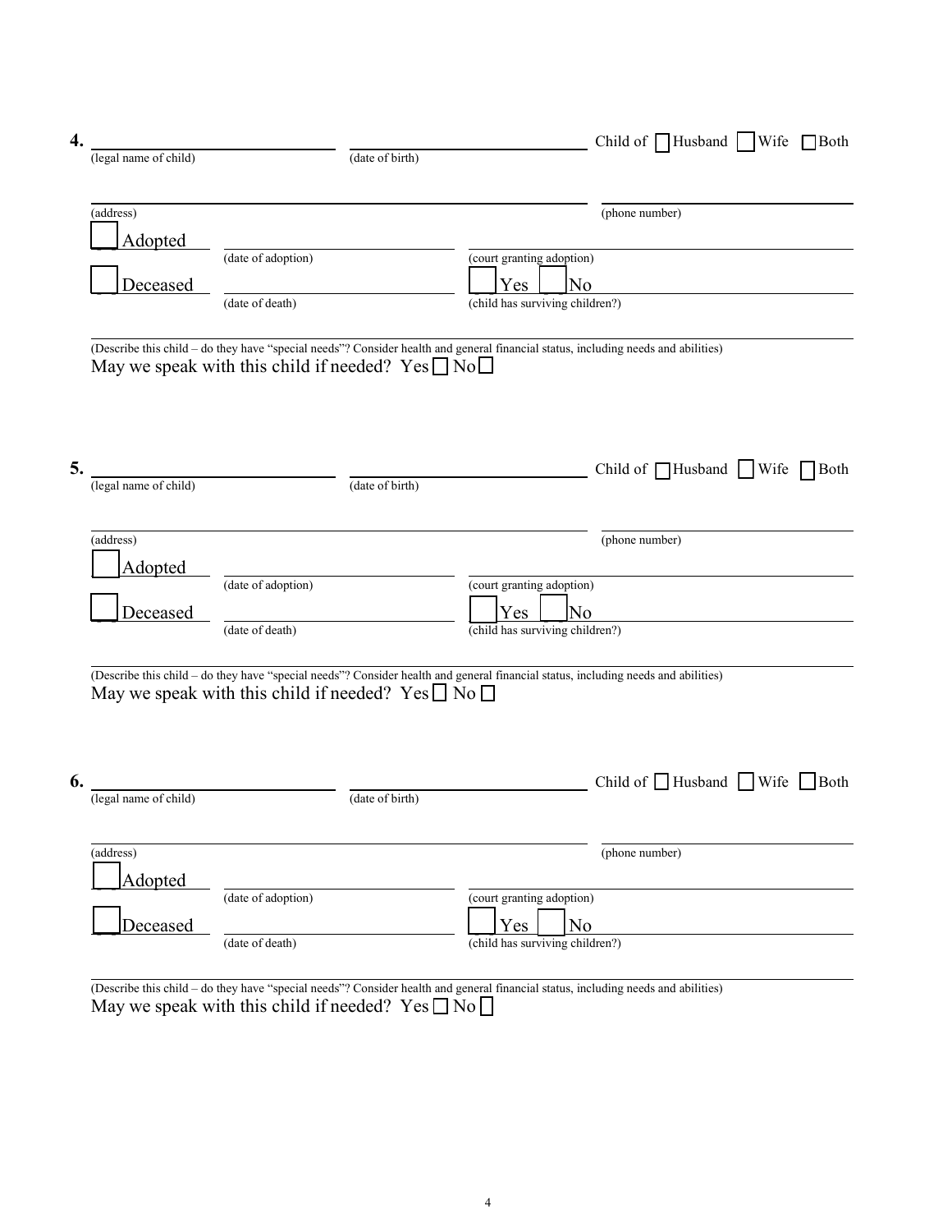**4.** ______________________ ______________________ Child of ☐ Husband ☐ Wife ☐ Both
(legal name of child) (date of birth)

______________________________________________ ______________________
(address) (phone number)

☐ Adopted ______________________ ______________________
(date of adoption) (court granting adoption)

☐ Deceased ______________________ ☐ Yes ☐ No
(date of death) (child has surviving children?)

______________________________________________________________________
(Describe this child – do they have "special needs"? Consider health and general financial status, including needs and abilities)

May we speak with this child if needed? Yes ☐ No ☐

**5.** ______________________ ______________________ Child of ☐ Husband ☐ Wife ☐ Both
(legal name of child) (date of birth)

______________________________________________ ______________________
(address) (phone number)

☐ Adopted ______________________ ______________________
(date of adoption) (court granting adoption)

☐ Deceased ______________________ ☐ Yes ☐ No
(date of death) (child has surviving children?)

______________________________________________________________________
(Describe this child – do they have "special needs"? Consider health and general financial status, including needs and abilities)

May we speak with this child if needed? Yes ☐ No ☐

**6.** ______________________ ______________________ Child of ☐ Husband ☐ Wife ☐ Both
(legal name of child) (date of birth)

______________________________________________ ______________________
(address) (phone number)

☐ Adopted ______________________ ______________________
(date of adoption) (court granting adoption)

☐ Deceased ______________________ ☐ Yes ☐ No
(date of death) (child has surviving children?)

______________________________________________________________________
(Describe this child – do they have "special needs"? Consider health and general financial status, including needs and abilities)

May we speak with this child if needed? Yes ☐ No ☐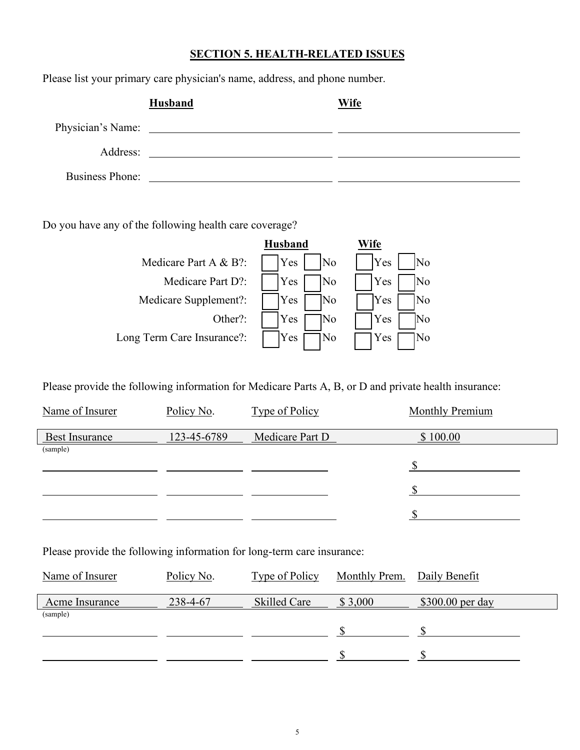## SECTION 5. HEALTH-RELATED ISSUES

Please list your primary care physician's name, address, and phone number.

| | **Husband** | **Wife** |
|---|---|---|
| Physician's Name: | | |
| Address: | | |
| Business Phone: | | |

Do you have any of the following health care coverage?

| | **Husband** | **Wife** |
|---|---|---|
| Medicare Part A & B?: | ☐ Yes ☐ No | ☐ Yes ☐ No |
| Medicare Part D?: | ☐ Yes ☐ No | ☐ Yes ☐ No |
| Medicare Supplement?: | ☐ Yes ☐ No | ☐ Yes ☐ No |
| Other?: | ☐ Yes ☐ No | ☐ Yes ☐ No |
| Long Term Care Insurance?: | ☐ Yes ☐ No | ☐ Yes ☐ No |

Please provide the following information for Medicare Parts A, B, or D and private health insurance:

| Name of Insurer | Policy No. | Type of Policy | Monthly Premium |
|---|---|---|---|
| Best Insurance (sample) | 123-45-6789 | Medicare Part D | $ 100.00 |
| | | | $ |
| | | | $ |
| | | | $ |

Please provide the following information for long-term care insurance:

| Name of Insurer | Policy No. | Type of Policy | Monthly Prem. | Daily Benefit |
|---|---|---|---|---|
| Acme Insurance (sample) | 238-4-67 | Skilled Care | $ 3,000 | $300.00 per day |
| | | | $ | $ |
| | | | $ | $ |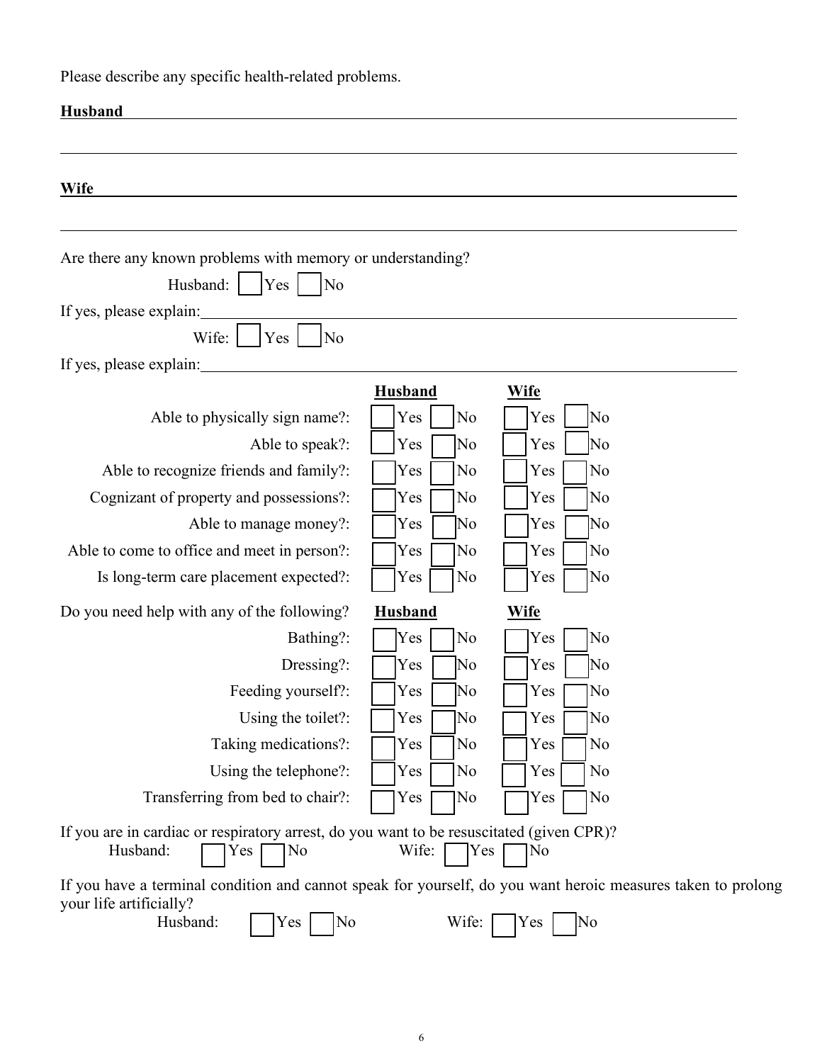Please describe any specific health-related problems.

**Husband** \_\_\_\_\_\_\_\_\_\_\_\_\_\_\_\_\_\_\_\_\_\_\_\_\_\_\_\_\_\_\_\_\_\_\_\_\_\_\_\_\_\_\_\_\_\_\_\_\_\_\_\_\_\_\_\_\_\_\_\_\_\_\_\_\_\_\_\_\_\_

\_\_\_\_\_\_\_\_\_\_\_\_\_\_\_\_\_\_\_\_\_\_\_\_\_\_\_\_\_\_\_\_\_\_\_\_\_\_\_\_\_\_\_\_\_\_\_\_\_\_\_\_\_\_\_\_\_\_\_\_\_\_\_\_\_\_\_\_\_\_\_\_\_\_\_\_\_\_

**Wife** \_\_\_\_\_\_\_\_\_\_\_\_\_\_\_\_\_\_\_\_\_\_\_\_\_\_\_\_\_\_\_\_\_\_\_\_\_\_\_\_\_\_\_\_\_\_\_\_\_\_\_\_\_\_\_\_\_\_\_\_\_\_\_\_\_\_\_\_\_\_\_\_\_\_

\_\_\_\_\_\_\_\_\_\_\_\_\_\_\_\_\_\_\_\_\_\_\_\_\_\_\_\_\_\_\_\_\_\_\_\_\_\_\_\_\_\_\_\_\_\_\_\_\_\_\_\_\_\_\_\_\_\_\_\_\_\_\_\_\_\_\_\_\_\_\_\_\_\_\_\_\_\_

Are there any known problems with memory or understanding?

Husband: ☐ Yes ☐ No

If yes, please explain: \_\_\_\_\_\_\_\_\_\_\_\_\_\_\_\_\_\_\_\_\_\_\_\_\_\_\_\_\_\_\_\_\_\_\_\_\_\_\_\_\_\_\_\_\_\_\_\_\_\_\_\_\_\_\_\_\_\_

Wife: ☐ Yes ☐ No

If yes, please explain: \_\_\_\_\_\_\_\_\_\_\_\_\_\_\_\_\_\_\_\_\_\_\_\_\_\_\_\_\_\_\_\_\_\_\_\_\_\_\_\_\_\_\_\_\_\_\_\_\_\_\_\_\_\_\_\_\_\_

| | **Husband** | **Wife** |
|---|---|---|
| Able to physically sign name?: | ☐ Yes ☐ No | ☐ Yes ☐ No |
| Able to speak?: | ☐ Yes ☐ No | ☐ Yes ☐ No |
| Able to recognize friends and family?: | ☐ Yes ☐ No | ☐ Yes ☐ No |
| Cognizant of property and possessions?: | ☐ Yes ☐ No | ☐ Yes ☐ No |
| Able to manage money?: | ☐ Yes ☐ No | ☐ Yes ☐ No |
| Able to come to office and meet in person?: | ☐ Yes ☐ No | ☐ Yes ☐ No |
| Is long-term care placement expected?: | ☐ Yes ☐ No | ☐ Yes ☐ No |

| Do you need help with any of the following? | **Husband** | **Wife** |
|---|---|---|
| Bathing?: | ☐ Yes ☐ No | ☐ Yes ☐ No |
| Dressing?: | ☐ Yes ☐ No | ☐ Yes ☐ No |
| Feeding yourself?: | ☐ Yes ☐ No | ☐ Yes ☐ No |
| Using the toilet?: | ☐ Yes ☐ No | ☐ Yes ☐ No |
| Taking medications?: | ☐ Yes ☐ No | ☐ Yes ☐ No |
| Using the telephone?: | ☐ Yes ☐ No | ☐ Yes ☐ No |
| Transferring from bed to chair?: | ☐ Yes ☐ No | ☐ Yes ☐ No |

If you are in cardiac or respiratory arrest, do you want to be resuscitated (given CPR)?

Husband: ☐ Yes ☐ No    Wife: ☐ Yes ☐ No

If you have a terminal condition and cannot speak for yourself, do you want heroic measures taken to prolong your life artificially?

Husband: ☐ Yes ☐ No    Wife: ☐ Yes ☐ No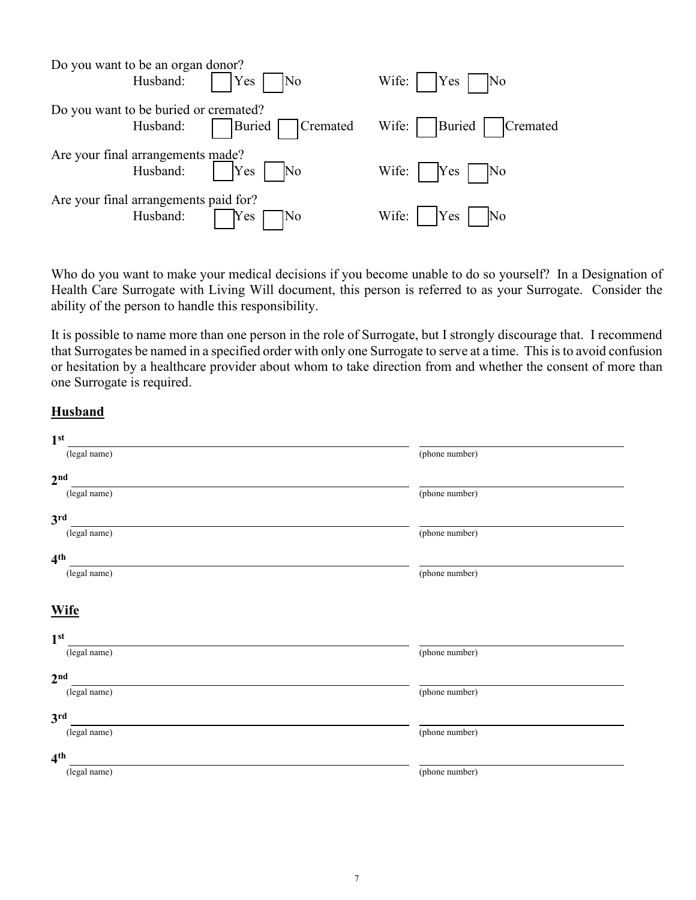Do you want to be an organ donor?

Husband: ☐ Yes ☐ No     Wife: ☐ Yes ☐ No

Do you want to be buried or cremated?

Husband: ☐ Buried ☐ Cremated     Wife: ☐ Buried ☐ Cremated

Are your final arrangements made?

Husband: ☐ Yes ☐ No     Wife: ☐ Yes ☐ No

Are your final arrangements paid for?

Husband: ☐ Yes ☐ No     Wife: ☐ Yes ☐ No

Who do you want to make your medical decisions if you become unable to do so yourself? In a Designation of Health Care Surrogate with Living Will document, this person is referred to as your Surrogate. Consider the ability of the person to handle this responsibility.

It is possible to name more than one person in the role of Surrogate, but I strongly discourage that. I recommend that Surrogates be named in a specified order with only one Surrogate to serve at a time. This is to avoid confusion or hesitation by a healthcare provider about whom to take direction from and whether the consent of more than one Surrogate is required.

**Husband**

1st ______________________________ ______________________
(legal name) (phone number)

2nd ______________________________ ______________________
(legal name) (phone number)

3rd ______________________________ ______________________
(legal name) (phone number)

4th ______________________________ ______________________
(legal name) (phone number)

**Wife**

1st ______________________________ ______________________
(legal name) (phone number)

2nd ______________________________ ______________________
(legal name) (phone number)

3rd ______________________________ ______________________
(legal name) (phone number)

4th ______________________________ ______________________
(legal name) (phone number)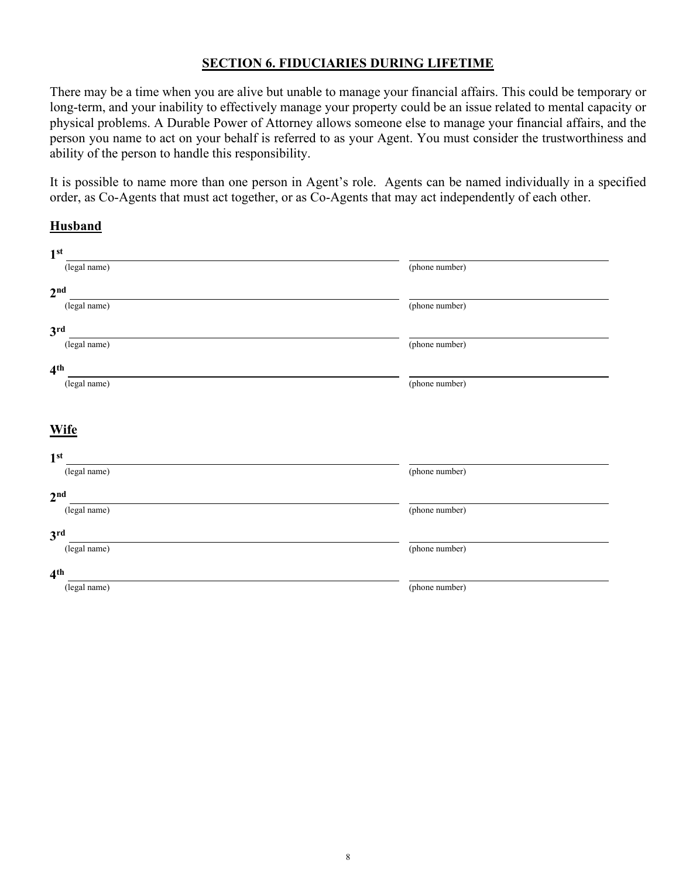## SECTION 6. FIDUCIARIES DURING LIFETIME

There may be a time when you are alive but unable to manage your financial affairs. This could be temporary or long-term, and your inability to effectively manage your property could be an issue related to mental capacity or physical problems. A Durable Power of Attorney allows someone else to manage your financial affairs, and the person you name to act on your behalf is referred to as your Agent. You must consider the trustworthiness and ability of the person to handle this responsibility.

It is possible to name more than one person in Agent's role. Agents can be named individually in a specified order, as Co-Agents that must act together, or as Co-Agents that may act independently of each other.

### Husband

**1st** ______________________________ ______________________
(legal name) (phone number)

**2nd** ______________________________ ______________________
(legal name) (phone number)

**3rd** ______________________________ ______________________
(legal name) (phone number)

**4th** ______________________________ ______________________
(legal name) (phone number)

### Wife

**1st** ______________________________ ______________________
(legal name) (phone number)

**2nd** ______________________________ ______________________
(legal name) (phone number)

**3rd** ______________________________ ______________________
(legal name) (phone number)

**4th** ______________________________ ______________________
(legal name) (phone number)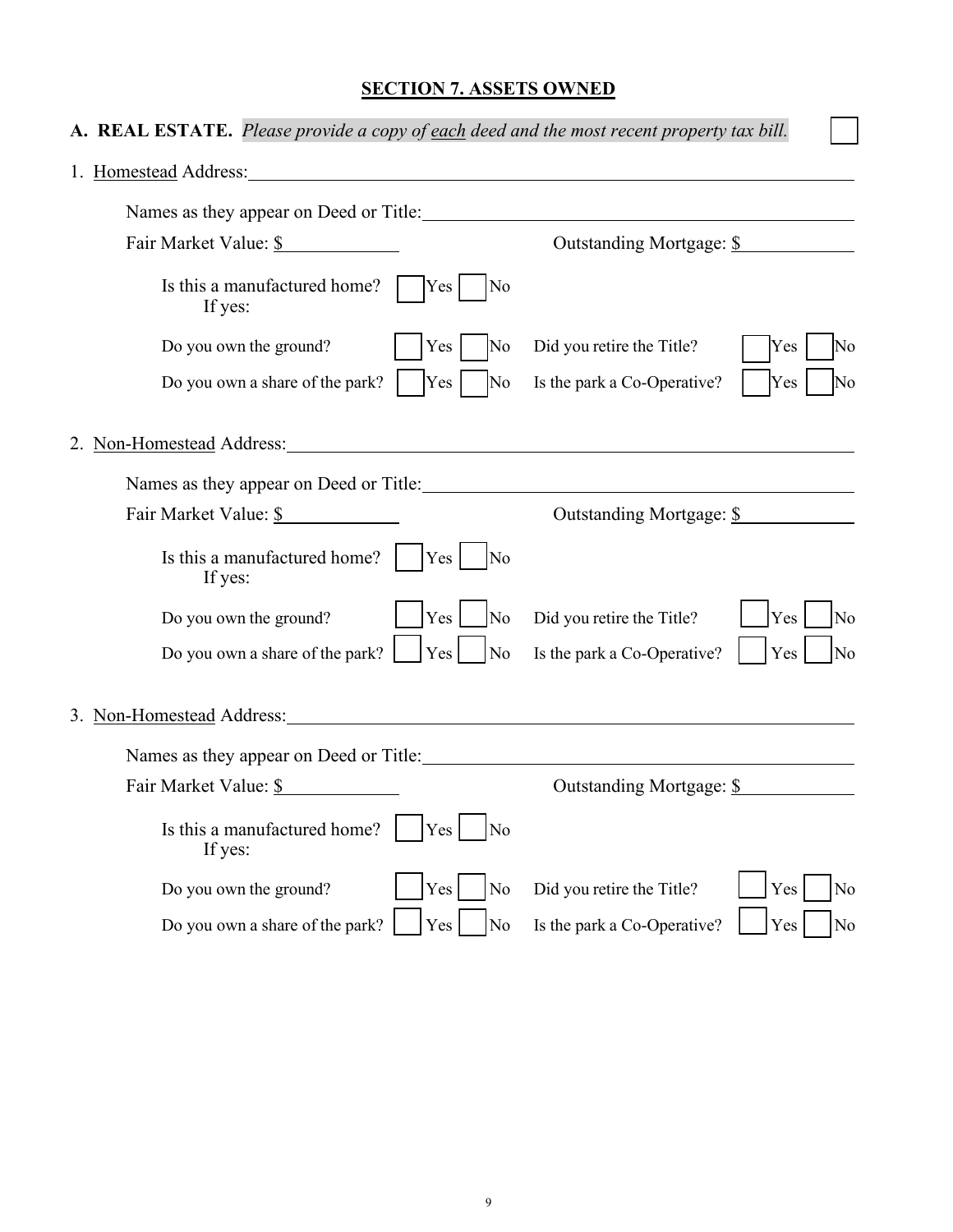## SECTION 7. ASSETS OWNED

**A. REAL ESTATE.** *Please provide a copy of each deed and the most recent property tax bill.* ☐

1. Homestead Address: ____________________

   Names as they appear on Deed or Title: ____________________

   Fair Market Value: $__________ Outstanding Mortgage: $__________

   Is this a manufactured home? ☐ Yes ☐ No
   If yes:

   Do you own the ground? ☐ Yes ☐ No Did you retire the Title? ☐ Yes ☐ No

   Do you own a share of the park? ☐ Yes ☐ No Is the park a Co-Operative? ☐ Yes ☐ No

2. Non-Homestead Address: ____________________

   Names as they appear on Deed or Title: ____________________

   Fair Market Value: $__________ Outstanding Mortgage: $__________

   Is this a manufactured home? ☐ Yes ☐ No
   If yes:

   Do you own the ground? ☐ Yes ☐ No Did you retire the Title? ☐ Yes ☐ No

   Do you own a share of the park? ☐ Yes ☐ No Is the park a Co-Operative? ☐ Yes ☐ No

3. Non-Homestead Address: ____________________

   Names as they appear on Deed or Title: ____________________

   Fair Market Value: $__________ Outstanding Mortgage: $__________

   Is this a manufactured home? ☐ Yes ☐ No
   If yes:

   Do you own the ground? ☐ Yes ☐ No Did you retire the Title? ☐ Yes ☐ No

   Do you own a share of the park? ☐ Yes ☐ No Is the park a Co-Operative? ☐ Yes ☐ No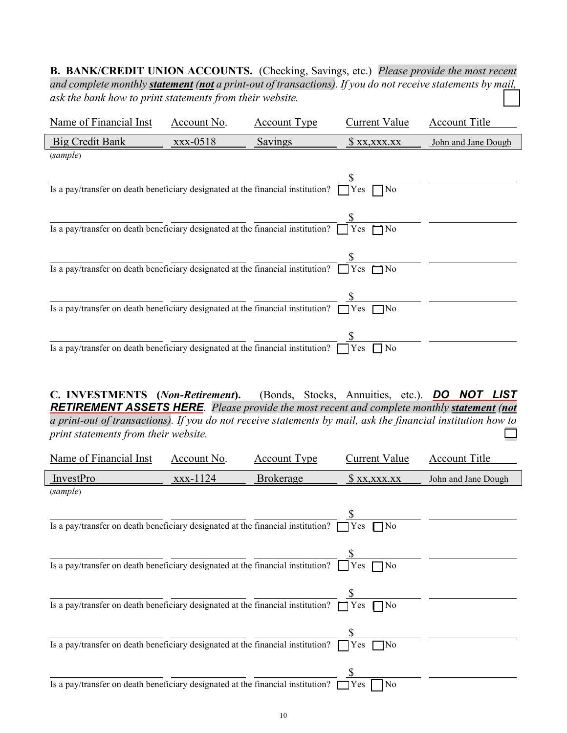**B. BANK/CREDIT UNION ACCOUNTS.** (Checking, Savings, etc.) *Please provide the most recent and complete monthly **statement** (**not** a print-out of transactions). If you do not receive statements by mail, ask the bank how to print statements from their website.* ☐

| Name of Financial Inst | Account No. | Account Type | Current Value | Account Title |
|---|---|---|---|---|
| Big Credit Bank | xxx-0518 | Savings | $ xx,xxx.xx | John and Jane Dough |
| (*sample*) | | | | |
| | | | $ | |
| Is a pay/transfer on death beneficiary designated at the financial institution? | | | ☐ Yes ☐ No | |
| | | | $ | |
| Is a pay/transfer on death beneficiary designated at the financial institution? | | | ☐ Yes ☐ No | |
| | | | $ | |
| Is a pay/transfer on death beneficiary designated at the financial institution? | | | ☐ Yes ☐ No | |
| | | | $ | |
| Is a pay/transfer on death beneficiary designated at the financial institution? | | | ☐ Yes ☐ No | |
| | | | $ | |
| Is a pay/transfer on death beneficiary designated at the financial institution? | | | ☐ Yes ☐ No | |

**C. INVESTMENTS (*Non-Retirement*).** (Bonds, Stocks, Annuities, etc.). ***DO NOT LIST RETIREMENT ASSETS HERE***. *Please provide the most recent and complete monthly **statement** (**not** a print-out of transactions). If you do not receive statements by mail, ask the financial institution how to print statements from their website.* ☐

| Name of Financial Inst | Account No. | Account Type | Current Value | Account Title |
|---|---|---|---|---|
| InvestPro | xxx-1124 | Brokerage | $ xx,xxx.xx | John and Jane Dough |
| (*sample*) | | | | |
| | | | $ | |
| Is a pay/transfer on death beneficiary designated at the financial institution? | | | ☐ Yes ☐ No | |
| | | | $ | |
| Is a pay/transfer on death beneficiary designated at the financial institution? | | | ☐ Yes ☐ No | |
| | | | $ | |
| Is a pay/transfer on death beneficiary designated at the financial institution? | | | ☐ Yes ☐ No | |
| | | | $ | |
| Is a pay/transfer on death beneficiary designated at the financial institution? | | | ☐ Yes ☐ No | |
| | | | $ | |
| Is a pay/transfer on death beneficiary designated at the financial institution? | | | ☐ Yes ☐ No | |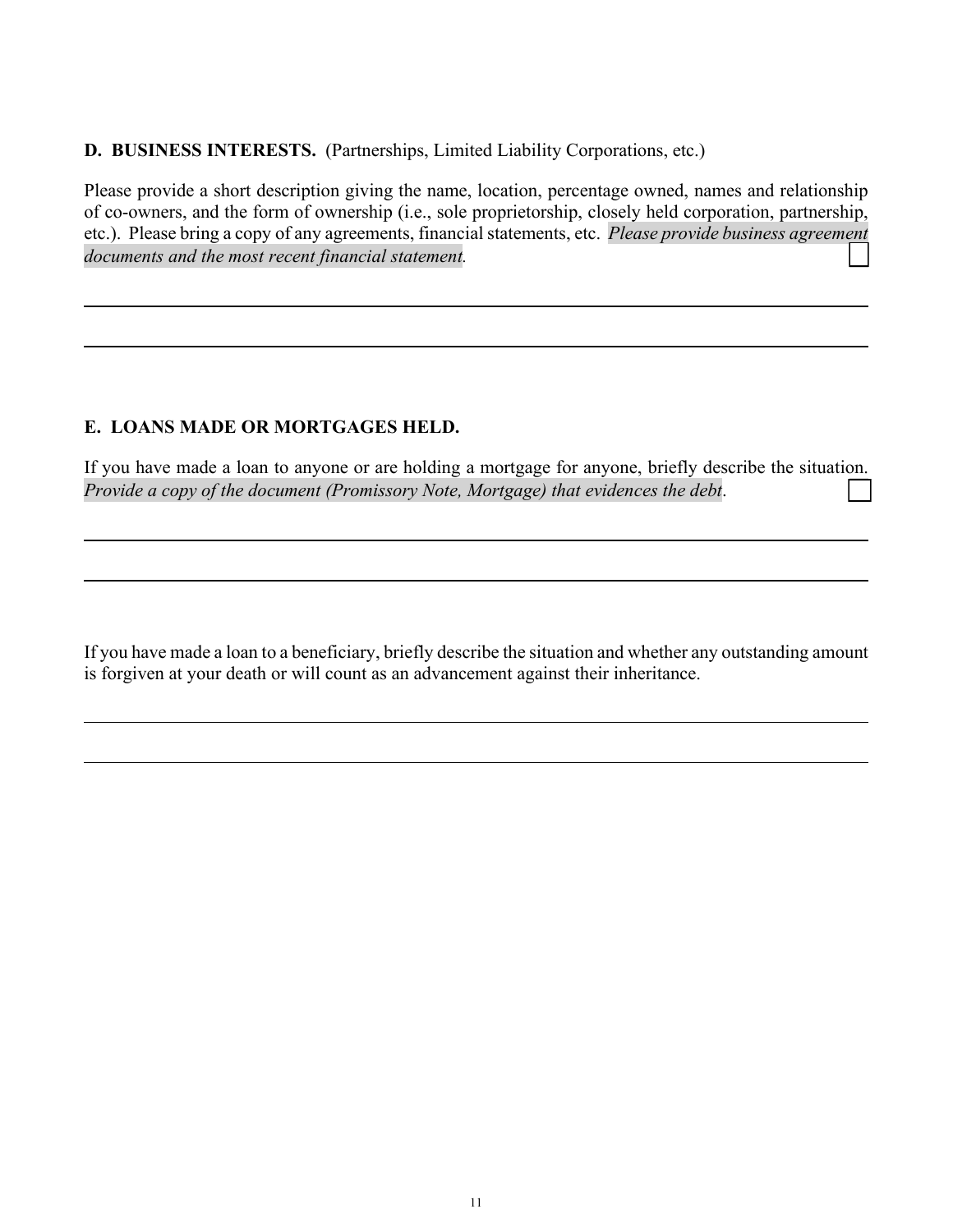**D. BUSINESS INTERESTS.** (Partnerships, Limited Liability Corporations, etc.)

Please provide a short description giving the name, location, percentage owned, names and relationship of co-owners, and the form of ownership (i.e., sole proprietorship, closely held corporation, partnership, etc.). Please bring a copy of any agreements, financial statements, etc. *Please provide business agreement documents and the most recent financial statement.* ☐

\_\_\_\_\_\_\_\_\_\_\_\_\_\_\_\_\_\_\_\_\_\_\_\_\_\_\_\_\_\_\_\_\_\_\_\_\_\_\_\_\_\_\_\_\_\_\_\_\_\_\_\_\_\_\_\_\_\_\_\_\_\_\_\_\_\_\_\_\_\_\_\_\_\_\_\_

\_\_\_\_\_\_\_\_\_\_\_\_\_\_\_\_\_\_\_\_\_\_\_\_\_\_\_\_\_\_\_\_\_\_\_\_\_\_\_\_\_\_\_\_\_\_\_\_\_\_\_\_\_\_\_\_\_\_\_\_\_\_\_\_\_\_\_\_\_\_\_\_\_\_\_\_

**E. LOANS MADE OR MORTGAGES HELD.**

If you have made a loan to anyone or are holding a mortgage for anyone, briefly describe the situation. *Provide a copy of the document (Promissory Note, Mortgage) that evidences the debt*. ☐

\_\_\_\_\_\_\_\_\_\_\_\_\_\_\_\_\_\_\_\_\_\_\_\_\_\_\_\_\_\_\_\_\_\_\_\_\_\_\_\_\_\_\_\_\_\_\_\_\_\_\_\_\_\_\_\_\_\_\_\_\_\_\_\_\_\_\_\_\_\_\_\_\_\_\_\_

\_\_\_\_\_\_\_\_\_\_\_\_\_\_\_\_\_\_\_\_\_\_\_\_\_\_\_\_\_\_\_\_\_\_\_\_\_\_\_\_\_\_\_\_\_\_\_\_\_\_\_\_\_\_\_\_\_\_\_\_\_\_\_\_\_\_\_\_\_\_\_\_\_\_\_\_

If you have made a loan to a beneficiary, briefly describe the situation and whether any outstanding amount is forgiven at your death or will count as an advancement against their inheritance.

\_\_\_\_\_\_\_\_\_\_\_\_\_\_\_\_\_\_\_\_\_\_\_\_\_\_\_\_\_\_\_\_\_\_\_\_\_\_\_\_\_\_\_\_\_\_\_\_\_\_\_\_\_\_\_\_\_\_\_\_\_\_\_\_\_\_\_\_\_\_\_\_\_\_\_\_

\_\_\_\_\_\_\_\_\_\_\_\_\_\_\_\_\_\_\_\_\_\_\_\_\_\_\_\_\_\_\_\_\_\_\_\_\_\_\_\_\_\_\_\_\_\_\_\_\_\_\_\_\_\_\_\_\_\_\_\_\_\_\_\_\_\_\_\_\_\_\_\_\_\_\_\_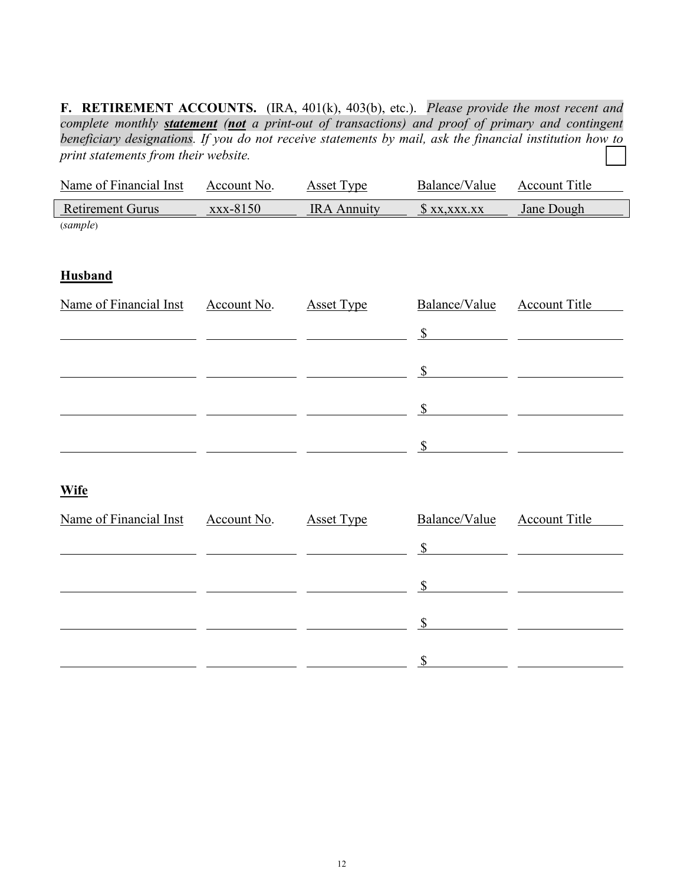**F. RETIREMENT ACCOUNTS.** (IRA, 401(k), 403(b), etc.). *Please provide the most recent and complete monthly **statement** (**not** a print-out of transactions) and proof of primary and contingent beneficiary designations. If you do not receive statements by mail, ask the financial institution how to print statements from their website.* ☐

| Name of Financial Inst | Account No. | Asset Type | Balance/Value | Account Title |
|---|---|---|---|---|
| Retirement Gurus | xxx-8150 | IRA Annuity | $ xx,xxx.xx | Jane Dough |

(*sample*)

**Husband**

| Name of Financial Inst | Account No. | Asset Type | Balance/Value | Account Title |
|---|---|---|---|---|
| | | | $ | |
| | | | $ | |
| | | | $ | |
| | | | $ | |

**Wife**

| Name of Financial Inst | Account No. | Asset Type | Balance/Value | Account Title |
|---|---|---|---|---|
| | | | $ | |
| | | | $ | |
| | | | $ | |
| | | | $ | |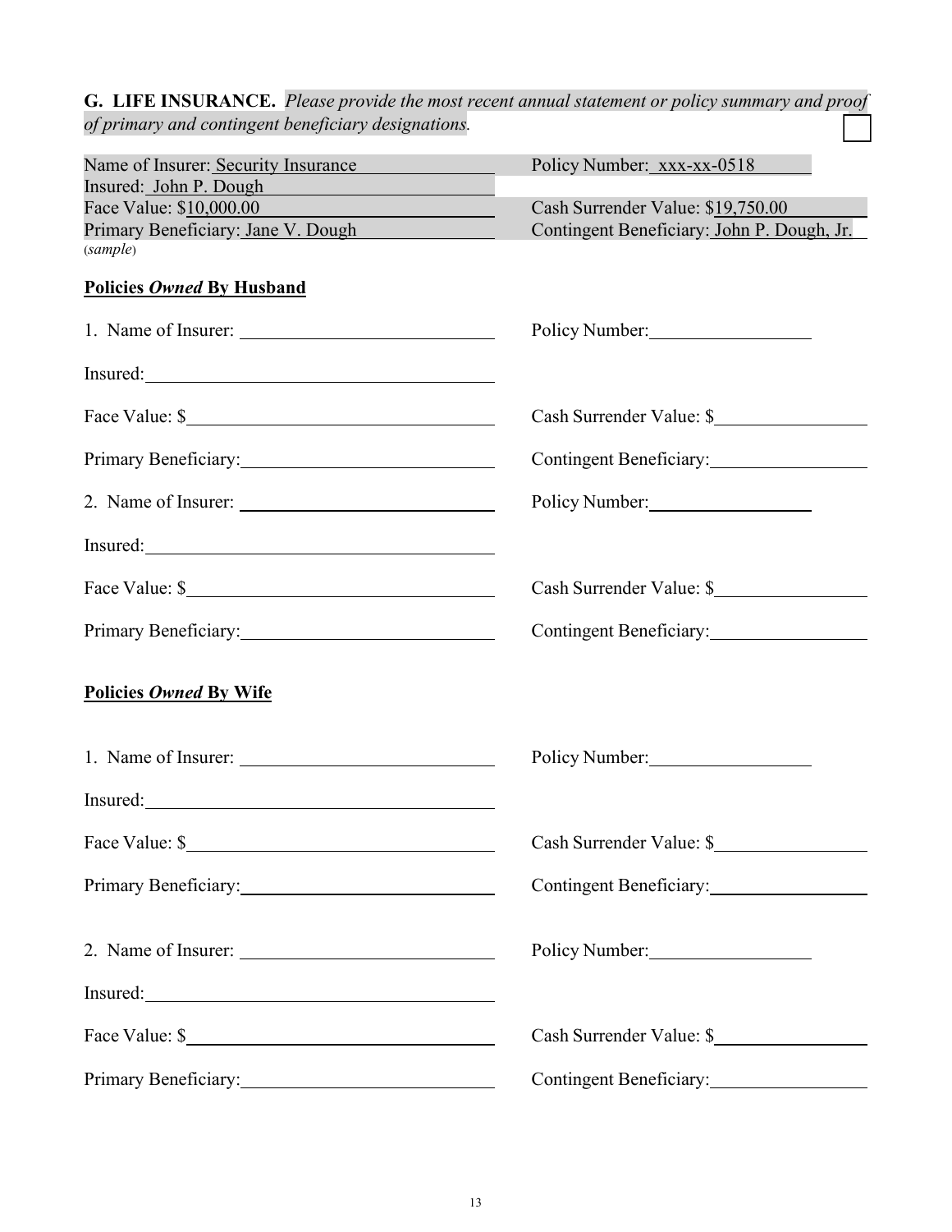**G. LIFE INSURANCE.** *Please provide the most recent annual statement or policy summary and proof of primary and contingent beneficiary designations.* ☐

Name of Insurer: Security Insurance | Policy Number: xxx-xx-0518
Insured: John P. Dough
Face Value: $10,000.00 | Cash Surrender Value: $19,750.00
Primary Beneficiary: Jane V. Dough | Contingent Beneficiary: John P. Dough, Jr.
(*sample*)

**Policies *Owned* By Husband**

1. Name of Insurer: ____________________ Policy Number: ____________________

Insured: ____________________

Face Value: $____________________ Cash Surrender Value: $____________________

Primary Beneficiary: ____________________ Contingent Beneficiary: ____________________

2. Name of Insurer: ____________________ Policy Number: ____________________

Insured: ____________________

Face Value: $____________________ Cash Surrender Value: $____________________

Primary Beneficiary: ____________________ Contingent Beneficiary: ____________________

**Policies *Owned* By Wife**

1. Name of Insurer: ____________________ Policy Number: ____________________

Insured: ____________________

Face Value: $____________________ Cash Surrender Value: $____________________

Primary Beneficiary: ____________________ Contingent Beneficiary: ____________________

2. Name of Insurer: ____________________ Policy Number: ____________________

Insured: ____________________

Face Value: $____________________ Cash Surrender Value: $____________________

Primary Beneficiary: ____________________ Contingent Beneficiary: ____________________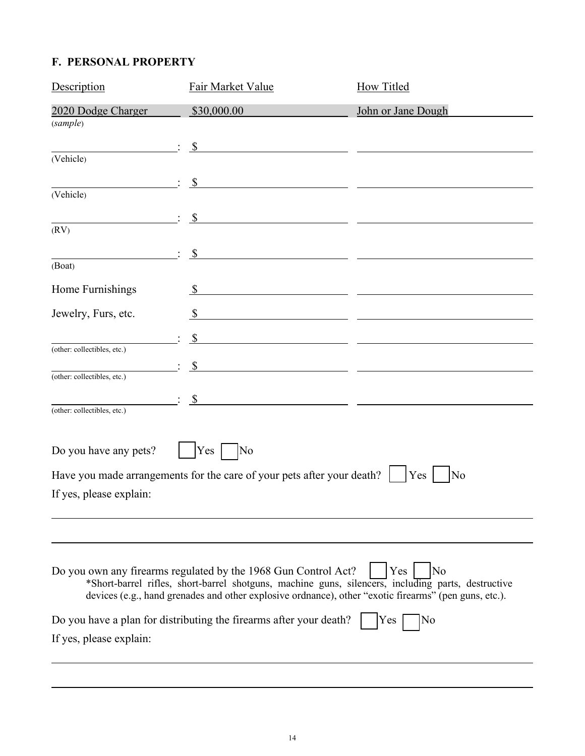## F. PERSONAL PROPERTY

| Description | Fair Market Value | How Titled |
| --- | --- | --- |
| 2020 Dodge Charger *(sample)* | $30,000.00 | John or Jane Dough |
| ____________: (Vehicle) | $ | |
| ____________: (Vehicle) | $ | |
| ____________: (RV) | $ | |
| ____________: (Boat) | $ | |
| Home Furnishings | $ | |
| Jewelry, Furs, etc. | $ | |
| ____________: (other: collectibles, etc.) | $ | |
| ____________: (other: collectibles, etc.) | $ | |
| ____________: (other: collectibles, etc.) | $ | |

Do you have any pets? ☐ Yes ☐ No

Have you made arrangements for the care of your pets after your death? ☐ Yes ☐ No

If yes, please explain:

______________________________________________________________________

______________________________________________________________________

Do you own any firearms regulated by the 1968 Gun Control Act? ☐ Yes ☐ No

*Short-barrel rifles, short-barrel shotguns, machine guns, silencers, including parts, destructive devices (e.g., hand grenades and other explosive ordnance), other "exotic firearms" (pen guns, etc.).

Do you have a plan for distributing the firearms after your death? ☐ Yes ☐ No

If yes, please explain:

______________________________________________________________________

______________________________________________________________________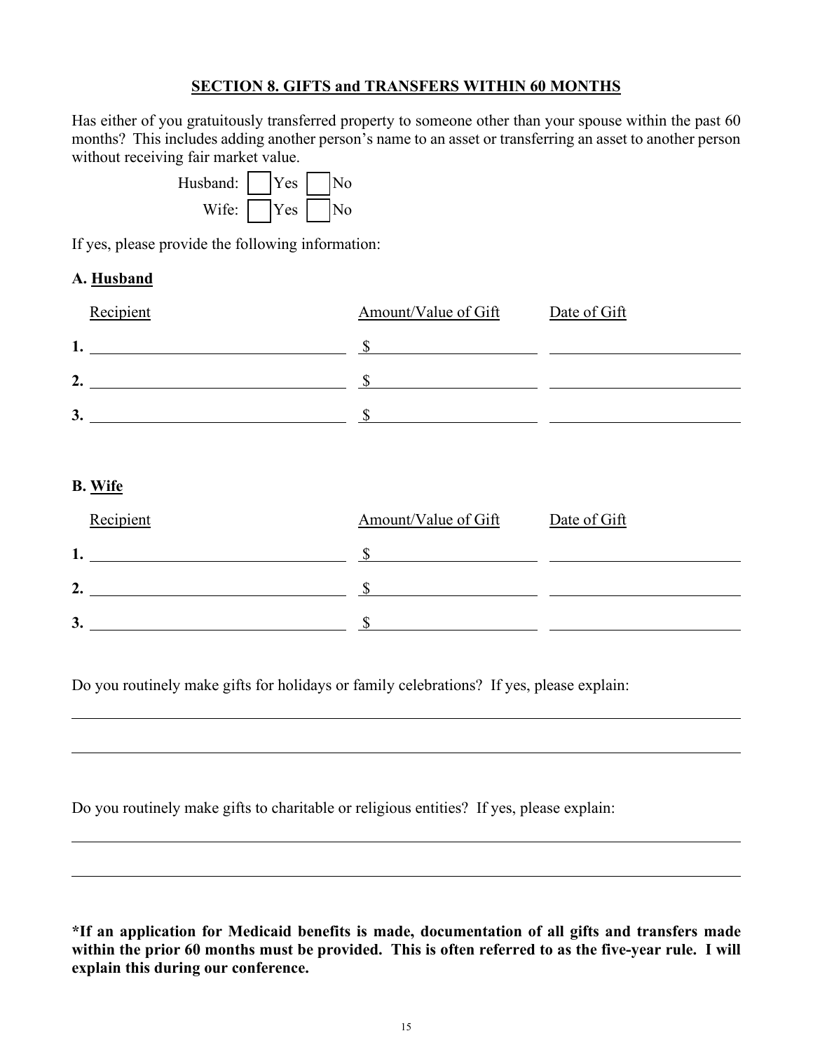## SECTION 8. GIFTS and TRANSFERS WITHIN 60 MONTHS

Has either of you gratuitously transferred property to someone other than your spouse within the past 60 months? This includes adding another person's name to an asset or transferring an asset to another person without receiving fair market value.

Husband: ☐ Yes ☐ No

Wife: ☐ Yes ☐ No

If yes, please provide the following information:

**A. Husband**

| | Recipient | Amount/Value of Gift | Date of Gift |
|---|---|---|---|
| **1.** | | $ | |
| **2.** | | $ | |
| **3.** | | $ | |

**B. Wife**

| | Recipient | Amount/Value of Gift | Date of Gift |
|---|---|---|---|
| **1.** | | $ | |
| **2.** | | $ | |
| **3.** | | $ | |

Do you routinely make gifts for holidays or family celebrations? If yes, please explain:

_______________________________________________

_______________________________________________

Do you routinely make gifts to charitable or religious entities? If yes, please explain:

_______________________________________________

_______________________________________________

***If an application for Medicaid benefits is made, documentation of all gifts and transfers made within the prior 60 months must be provided. This is often referred to as the five-year rule. I will explain this during our conference.**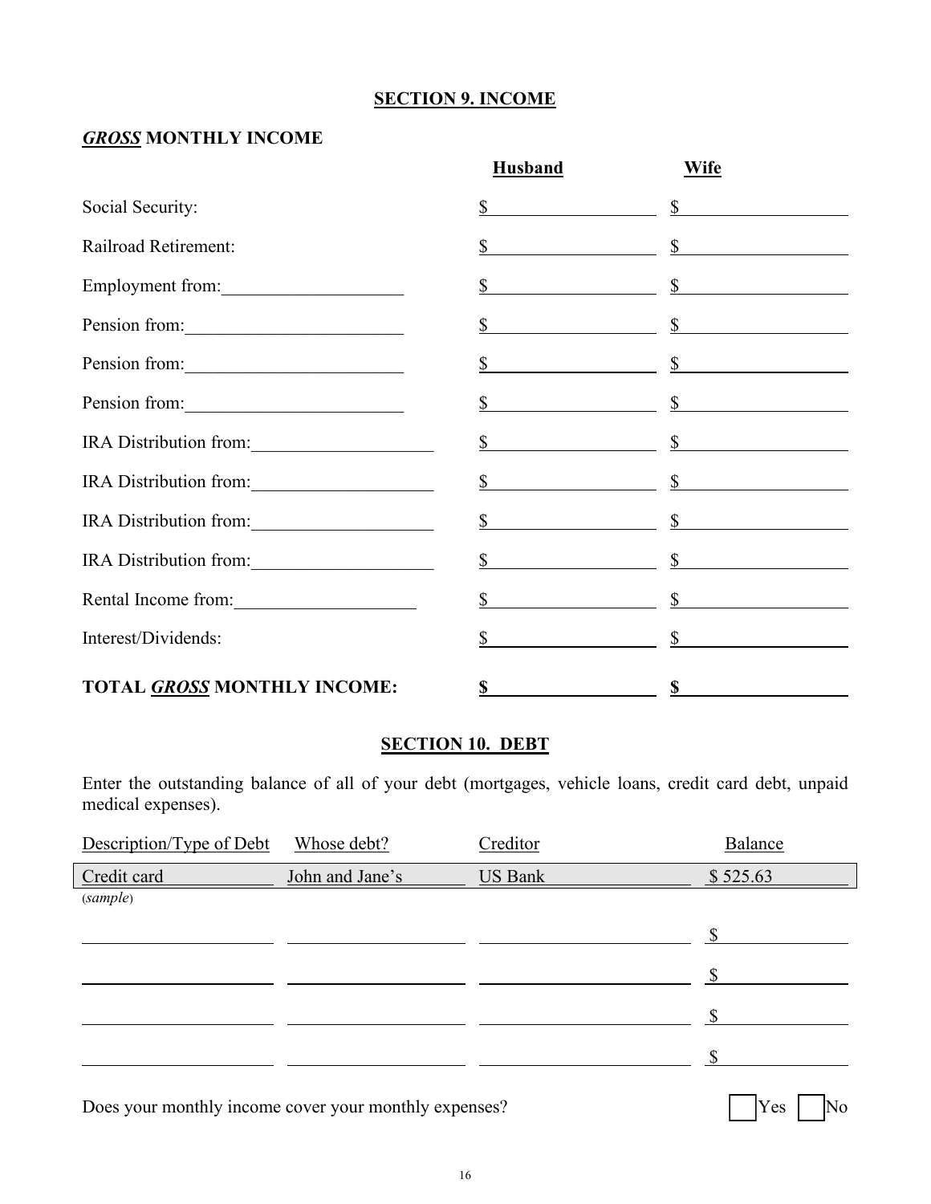## SECTION 9. INCOME

### ***GROSS*** MONTHLY INCOME

| | Husband | Wife |
|---|---|---|
| Social Security: | $ | $ |
| Railroad Retirement: | $ | $ |
| Employment from:____________________ | $ | $ |
| Pension from:________________________ | $ | $ |
| Pension from:________________________ | $ | $ |
| Pension from:________________________ | $ | $ |
| IRA Distribution from:____________________ | $ | $ |
| IRA Distribution from:____________________ | $ | $ |
| IRA Distribution from:____________________ | $ | $ |
| IRA Distribution from:____________________ | $ | $ |
| Rental Income from:____________________ | $ | $ |
| Interest/Dividends: | $ | $ |
| **TOTAL *GROSS* MONTHLY INCOME:** | **$** | **$** |

## SECTION 10. DEBT

Enter the outstanding balance of all of your debt (mortgages, vehicle loans, credit card debt, unpaid medical expenses).

| Description/Type of Debt | Whose debt? | Creditor | Balance |
|---|---|---|---|
| Credit card (*sample*) | John and Jane's | US Bank | $ 525.63 |
| | | | $ |
| | | | $ |
| | | | $ |
| | | | $ |

Does your monthly income cover your monthly expenses? ☐ Yes ☐ No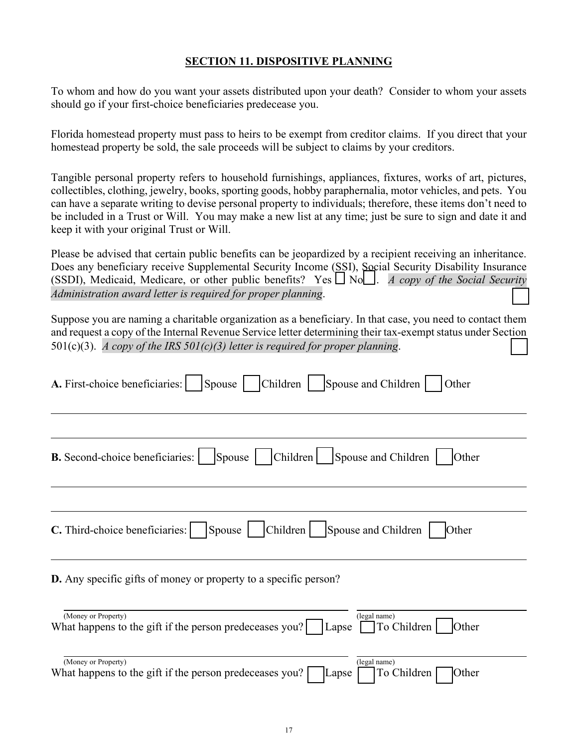## SECTION 11. DISPOSITIVE PLANNING

To whom and how do you want your assets distributed upon your death? Consider to whom your assets should go if your first-choice beneficiaries predecease you.

Florida homestead property must pass to heirs to be exempt from creditor claims. If you direct that your homestead property be sold, the sale proceeds will be subject to claims by your creditors.

Tangible personal property refers to household furnishings, appliances, fixtures, works of art, pictures, collectibles, clothing, jewelry, books, sporting goods, hobby paraphernalia, motor vehicles, and pets. You can have a separate writing to devise personal property to individuals; therefore, these items don't need to be included in a Trust or Will. You may make a new list at any time; just be sure to sign and date it and keep it with your original Trust or Will.

Please be advised that certain public benefits can be jeopardized by a recipient receiving an inheritance. Does any beneficiary receive Supplemental Security Income (SSI), Social Security Disability Insurance (SSDI), Medicaid, Medicare, or other public benefits? Yes ☐ No ☐. *A copy of the Social Security Administration award letter is required for proper planning*. ☐

Suppose you are naming a charitable organization as a beneficiary. In that case, you need to contact them and request a copy of the Internal Revenue Service letter determining their tax-exempt status under Section 501(c)(3). *A copy of the IRS 501(c)(3) letter is required for proper planning*. ☐

**A.** First-choice beneficiaries: ☐ Spouse ☐ Children ☐ Spouse and Children ☐ Other

______________________________________________________________________

______________________________________________________________________

**B.** Second-choice beneficiaries: ☐ Spouse ☐ Children ☐ Spouse and Children ☐ Other

______________________________________________________________________

______________________________________________________________________

**C.** Third-choice beneficiaries: ☐ Spouse ☐ Children ☐ Spouse and Children ☐ Other

______________________________________________________________________

**D.** Any specific gifts of money or property to a specific person?

______________________________________ ______________________________
(Money or Property) (legal name)

What happens to the gift if the person predeceases you? ☐ Lapse ☐ To Children ☐ Other

______________________________________ ______________________________
(Money or Property) (legal name)

What happens to the gift if the person predeceases you? ☐ Lapse ☐ To Children ☐ Other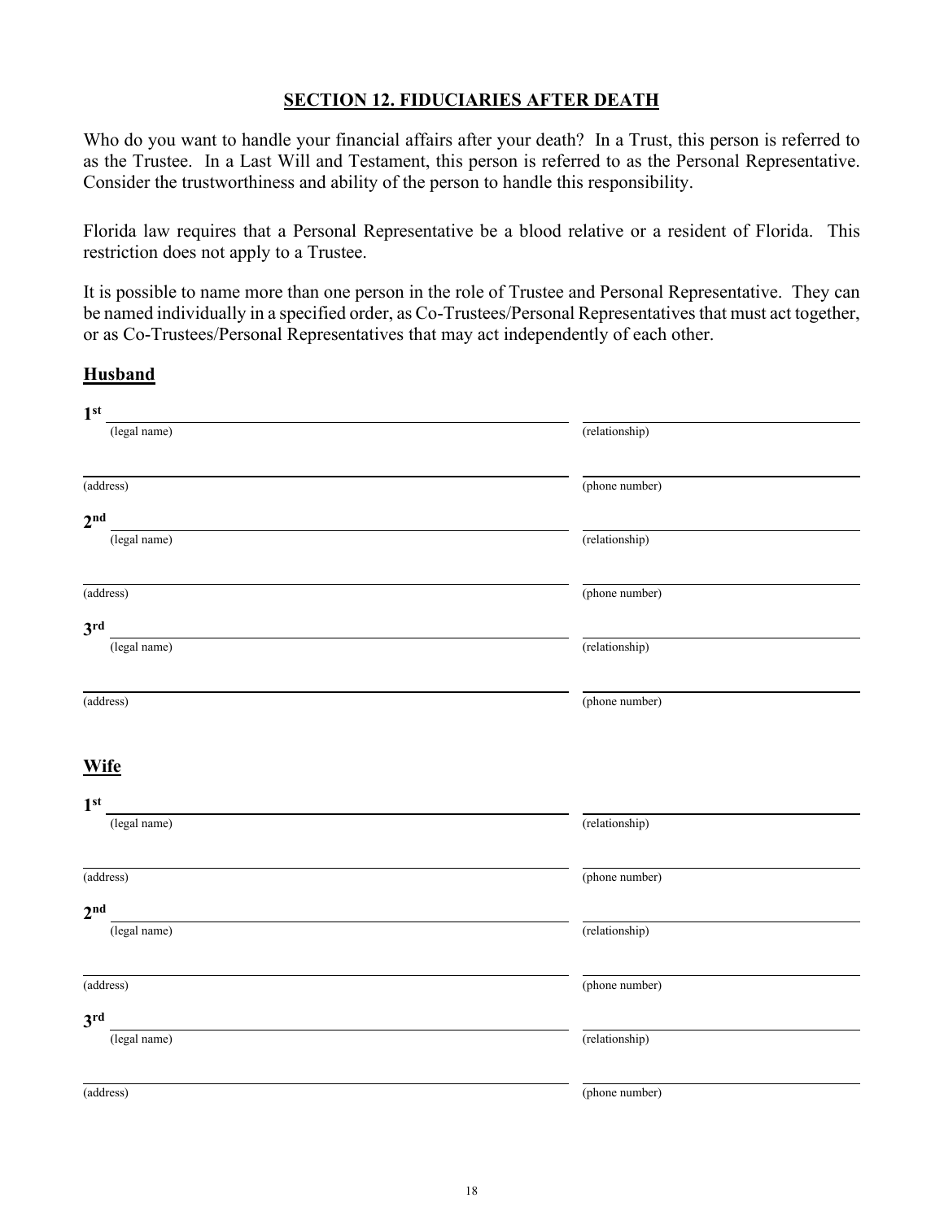## SECTION 12. FIDUCIARIES AFTER DEATH

Who do you want to handle your financial affairs after your death? In a Trust, this person is referred to as the Trustee. In a Last Will and Testament, this person is referred to as the Personal Representative. Consider the trustworthiness and ability of the person to handle this responsibility.

Florida law requires that a Personal Representative be a blood relative or a resident of Florida. This restriction does not apply to a Trustee.

It is possible to name more than one person in the role of Trustee and Personal Representative. They can be named individually in a specified order, as Co-Trustees/Personal Representatives that must act together, or as Co-Trustees/Personal Representatives that may act independently of each other.

### Husband

**1st** ______________________________________________ ______________________
(legal name) (relationship)

______________________________________________ ______________________
(address) (phone number)

**2nd** ______________________________________________ ______________________
(legal name) (relationship)

______________________________________________ ______________________
(address) (phone number)

**3rd** ______________________________________________ ______________________
(legal name) (relationship)

______________________________________________ ______________________
(address) (phone number)

### Wife

**1st** ______________________________________________ ______________________
(legal name) (relationship)

______________________________________________ ______________________
(address) (phone number)

**2nd** ______________________________________________ ______________________
(legal name) (relationship)

______________________________________________ ______________________
(address) (phone number)

**3rd** ______________________________________________ ______________________
(legal name) (relationship)

______________________________________________ ______________________
(address) (phone number)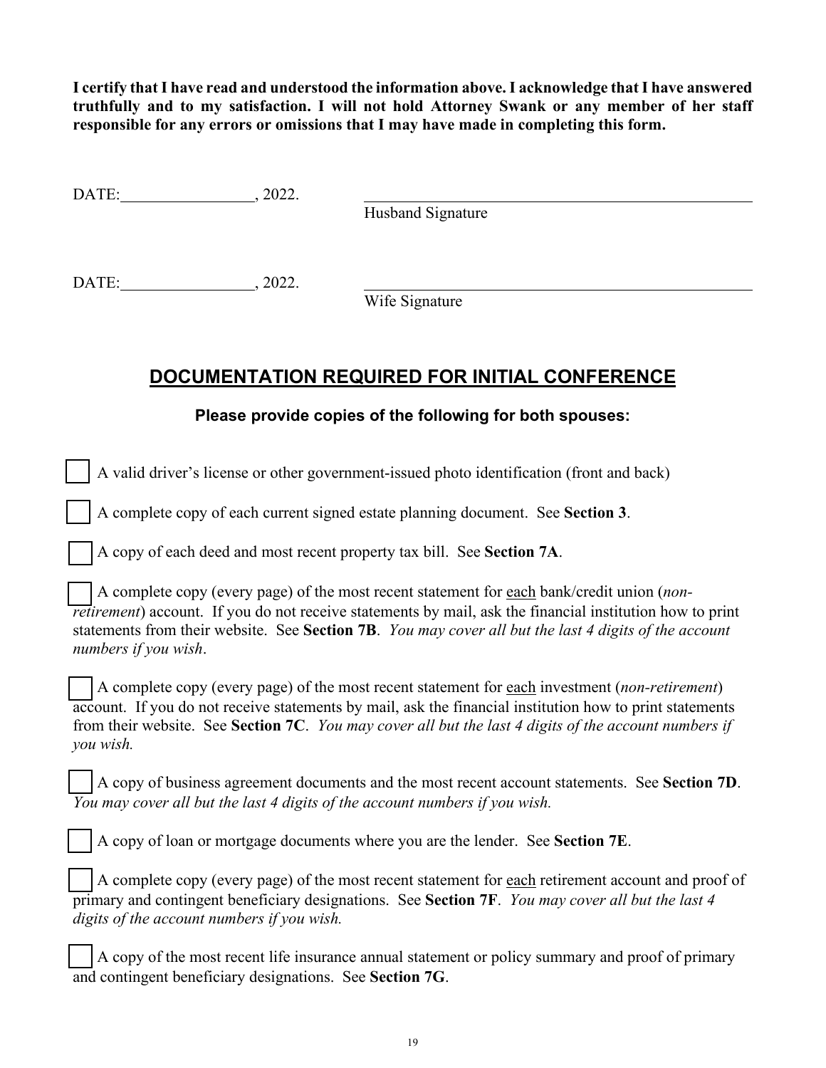**I certify that I have read and understood the information above. I acknowledge that I have answered truthfully and to my satisfaction. I will not hold Attorney Swank or any member of her staff responsible for any errors or omissions that I may have made in completing this form.**

DATE:\_\_\_\_\_\_\_\_\_\_\_\_\_\_\_\_\_, 2022. \_\_\_\_\_\_\_\_\_\_\_\_\_\_\_\_\_\_\_\_\_\_\_\_\_\_\_\_\_\_\_\_\_\_\_\_\_\_\_\_\_\_\_\_\_\_

Husband Signature

DATE:\_\_\_\_\_\_\_\_\_\_\_\_\_\_\_\_\_, 2022. \_\_\_\_\_\_\_\_\_\_\_\_\_\_\_\_\_\_\_\_\_\_\_\_\_\_\_\_\_\_\_\_\_\_\_\_\_\_\_\_\_\_\_\_\_\_

Wife Signature

## DOCUMENTATION REQUIRED FOR INITIAL CONFERENCE

### Please provide copies of the following for both spouses:

- [ ] A valid driver's license or other government-issued photo identification (front and back)
- [ ] A complete copy of each current signed estate planning document. See **Section 3**.
- [ ] A copy of each deed and most recent property tax bill. See **Section 7A**.
- [ ] A complete copy (every page) of the most recent statement for each bank/credit union (*non-retirement*) account. If you do not receive statements by mail, ask the financial institution how to print statements from their website. See **Section 7B**. *You may cover all but the last 4 digits of the account numbers if you wish*.
- [ ] A complete copy (every page) of the most recent statement for each investment (*non-retirement*) account. If you do not receive statements by mail, ask the financial institution how to print statements from their website. See **Section 7C**. *You may cover all but the last 4 digits of the account numbers if you wish.*
- [ ] A copy of business agreement documents and the most recent account statements. See **Section 7D**. *You may cover all but the last 4 digits of the account numbers if you wish.*
- [ ] A copy of loan or mortgage documents where you are the lender. See **Section 7E**.
- [ ] A complete copy (every page) of the most recent statement for each retirement account and proof of primary and contingent beneficiary designations. See **Section 7F**. *You may cover all but the last 4 digits of the account numbers if you wish.*
- [ ] A copy of the most recent life insurance annual statement or policy summary and proof of primary and contingent beneficiary designations. See **Section 7G**.